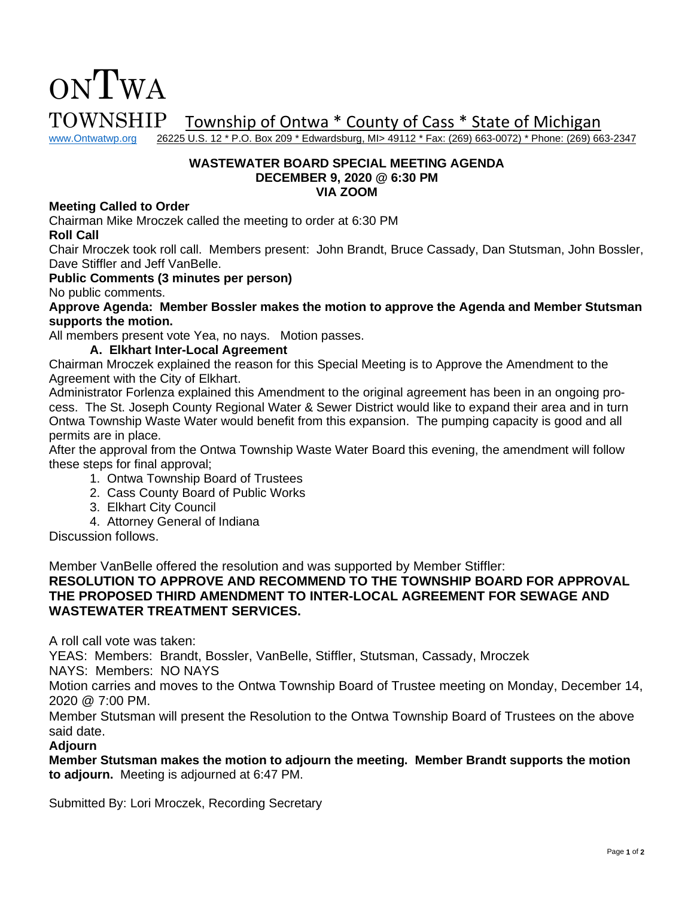# ONTWA TOWNSHIP

Township of Ontwa * County of Cass * State of Michigan

www.Ontwatwp.org 26225 U.S. 12 * P.O. Box 209 * Edwardsburg, MI> 49112 * Fax: (269) 663-0072) * Phone: (269) 663-2347

**WASTEWATER BOARD SPECIAL MEETING AGENDA**
**DECEMBER 9, 2020 @ 6:30 PM**
**VIA ZOOM**

**Meeting Called to Order**

Chairman Mike Mroczek called the meeting to order at 6:30 PM

**Roll Call**

Chair Mroczek took roll call. Members present: John Brandt, Bruce Cassady, Dan Stutsman, John Bossler, Dave Stiffler and Jeff VanBelle.

**Public Comments (3 minutes per person)**

No public comments.

**Approve Agenda: Member Bossler makes the motion to approve the Agenda and Member Stutsman supports the motion.**

All members present vote Yea, no nays. Motion passes.

**A. Elkhart Inter-Local Agreement**

Chairman Mroczek explained the reason for this Special Meeting is to Approve the Amendment to the Agreement with the City of Elkhart.

Administrator Forlenza explained this Amendment to the original agreement has been in an ongoing process. The St. Joseph County Regional Water & Sewer District would like to expand their area and in turn Ontwa Township Waste Water would benefit from this expansion. The pumping capacity is good and all permits are in place.

After the approval from the Ontwa Township Waste Water Board this evening, the amendment will follow these steps for final approval;

1. Ontwa Township Board of Trustees
2. Cass County Board of Public Works
3. Elkhart City Council
4. Attorney General of Indiana

Discussion follows.

Member VanBelle offered the resolution and was supported by Member Stiffler:

**RESOLUTION TO APPROVE AND RECOMMEND TO THE TOWNSHIP BOARD FOR APPROVAL THE PROPOSED THIRD AMENDMENT TO INTER-LOCAL AGREEMENT FOR SEWAGE AND WASTEWATER TREATMENT SERVICES.**

A roll call vote was taken:

YEAS: Members: Brandt, Bossler, VanBelle, Stiffler, Stutsman, Cassady, Mroczek

NAYS: Members: NO NAYS

Motion carries and moves to the Ontwa Township Board of Trustee meeting on Monday, December 14, 2020 @ 7:00 PM.

Member Stutsman will present the Resolution to the Ontwa Township Board of Trustees on the above said date.

**Adjourn**

**Member Stutsman makes the motion to adjourn the meeting. Member Brandt supports the motion to adjourn.** Meeting is adjourned at 6:47 PM.

Submitted By: Lori Mroczek, Recording Secretary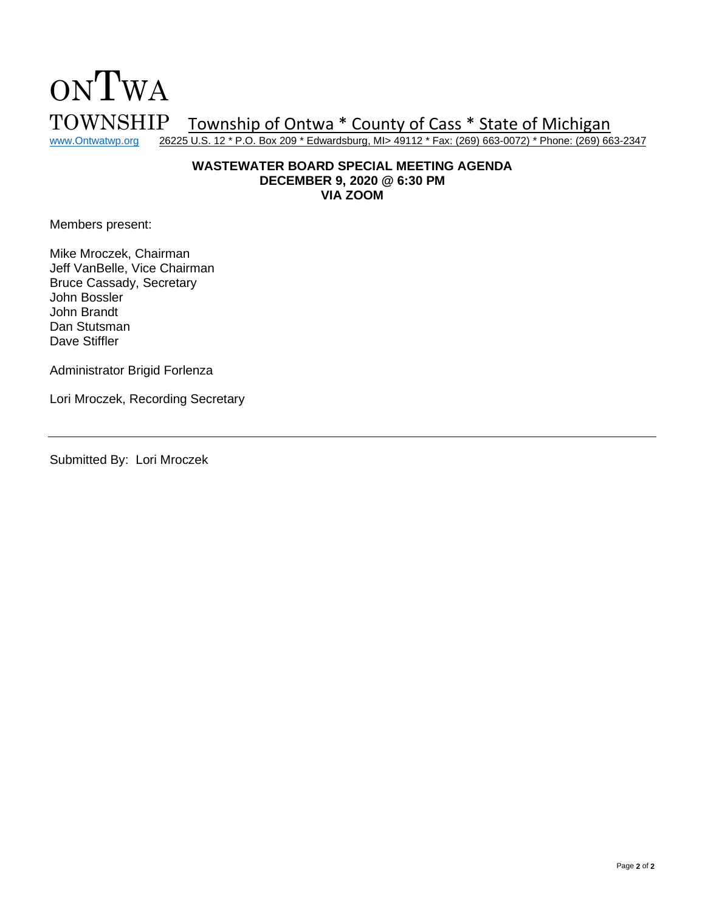# ONTWA TOWNSHIP

Township of Ontwa * County of Cass * State of Michigan

www.Ontwatwp.org 26225 U.S. 12 * P.O. Box 209 * Edwardsburg, MI> 49112 * Fax: (269) 663-0072) * Phone: (269) 663-2347

**WASTEWATER BOARD SPECIAL MEETING AGENDA**
**DECEMBER 9, 2020 @ 6:30 PM**
**VIA ZOOM**

Members present:

Mike Mroczek, Chairman
Jeff VanBelle, Vice Chairman
Bruce Cassady, Secretary
John Bossler
John Brandt
Dan Stutsman
Dave Stiffler

Administrator Brigid Forlenza

Lori Mroczek, Recording Secretary

---

Submitted By: Lori Mroczek